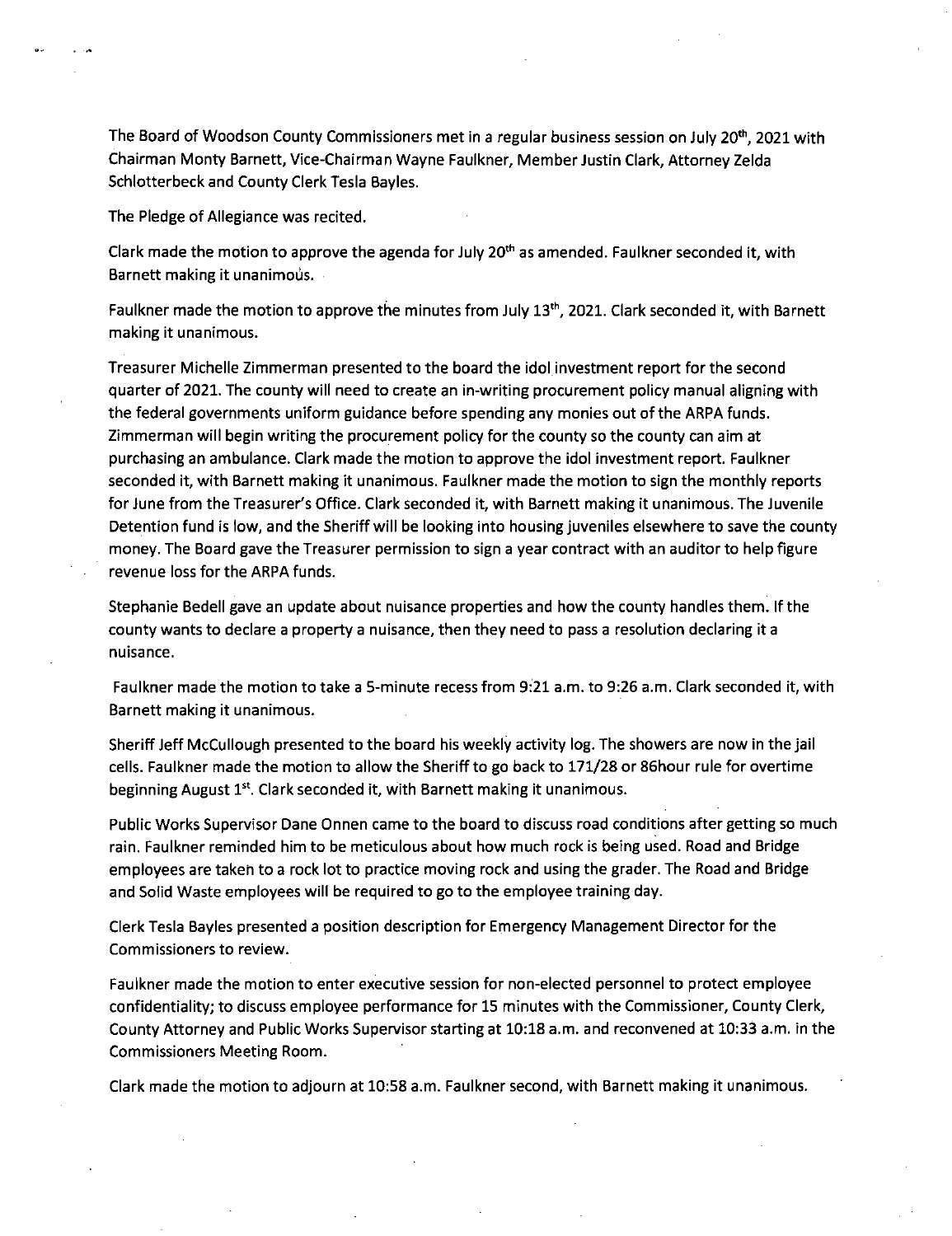The Board of Woodson County Commissioners met in a regular business session on July 20th, 2021 with Chairman Monty Barnett, Vice-Chairman Wayne Faulkner, Member Justin Clark, Attorney Zelda Schlotterbeck and County Clerk Tesla Bayles.

The Pledge of Allegiance was recited.

Clark made the motion to approve the agenda for July 20th as amended. Faulkner seconded it, with Barnett making it unanimous.

Faulkner made the motion to approve the minutes from July 13th, 2021. Clark seconded it, with Barnett making it unanimous.

Treasurer Michelle Zimmerman presented to the board the idol investment report for the second quarter of 2021. The county will need to create an in-writing procurement policy manual aligning with the federal governments uniform guidance before spending any monies out of the ARPA funds. Zimmerman will begin writing the procurement policy for the county so the county can aim at purchasing an ambulance. Clark made the motion to approve the idol investment report. Faulkner seconded it, with Barnett making it unanimous. Faulkner made the motion to sign the monthly reports for June from the Treasurer's Office. Clark seconded it, with Barnett making it unanimous. The Juvenile Detention fund is low, and the Sheriff will be looking into housing juveniles elsewhere to save the county money. The Board gave the Treasurer permission to sign a year contract with an auditor to help figure revenue loss for the ARPA funds.

Stephanie Bedell gave an update about nuisance properties and how the county handles them. If the county wants to declare a property a nuisance, then they need to pass a resolution declaring it a nuisance.

Faulkner made the motion to take a 5-minute recess from 9:21 a.m. to 9:26 a.m. Clark seconded it, with Barnett making it unanimous.

Sheriff Jeff McCullough presented to the board his weekly activity log. The showers are now in the jail cells. Faulkner made the motion to allow the Sheriff to go back to 171/28 or 86hour rule for overtime beginning August 1st. Clark seconded it, with Barnett making it unanimous.

Public Works Supervisor Dane Onnen came to the board to discuss road conditions after getting so much rain. Faulkner reminded him to be meticulous about how much rock is being used. Road and Bridge employees are taken to a rock lot to practice moving rock and using the grader. The Road and Bridge and Solid Waste employees will be required to go to the employee training day.

Clerk Tesla Bayles presented a position description for Emergency Management Director for the Commissioners to review.

Faulkner made the motion to enter executive session for non-elected personnel to protect employee confidentiality; to discuss employee performance for 15 minutes with the Commissioner, County Clerk, County Attorney and Public Works Supervisor starting at 10:18 a.m. and reconvened at 10:33 a.m. in the Commissioners Meeting Room.

Clark made the motion to adjourn at 10:58 a.m. Faulkner second, with Barnett making it unanimous.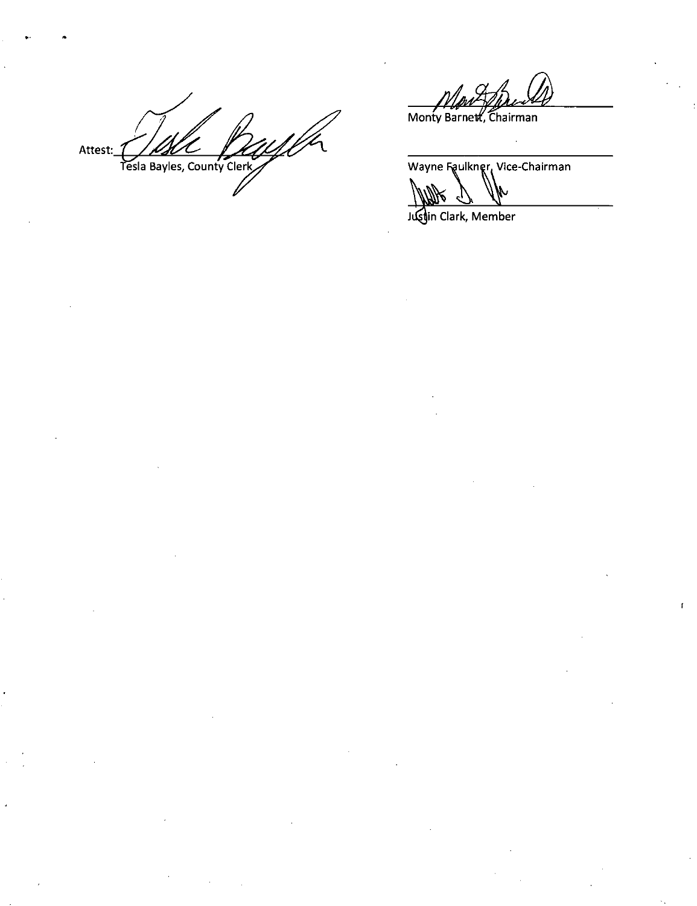Attest: ______________________
Tesla Bayles, County Clerk

______________________
Monty Barnett, Chairman

______________________
Wayne Faulkner, Vice-Chairman

______________________
Justin Clark, Member